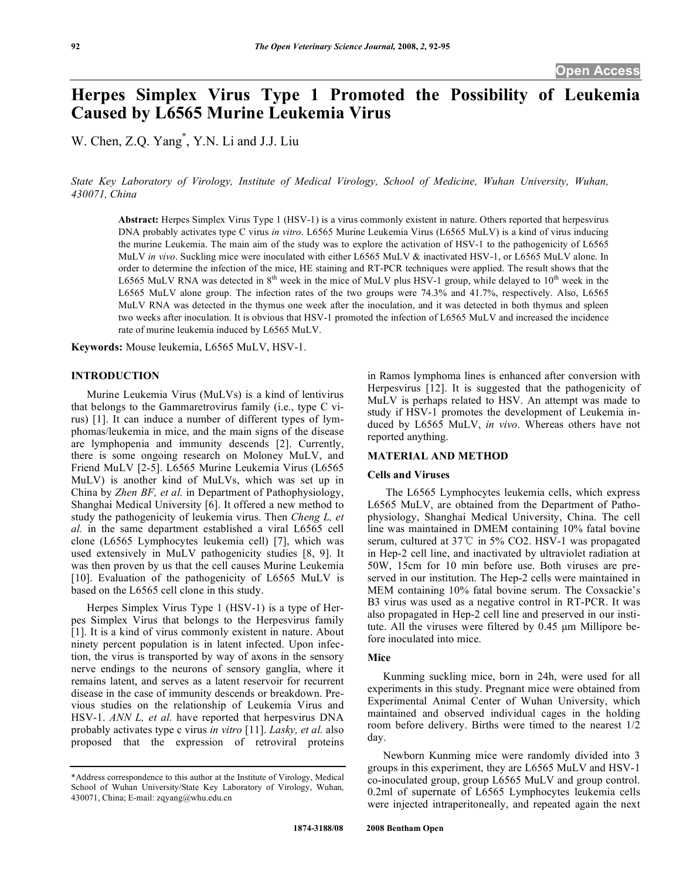# Herpes Simplex Virus Type 1 Promoted the Possibility of Leukemia Caused by L6565 Murine Leukemia Virus

W. Chen, Z.Q. Yang*, Y.N. Li and J.J. Liu

*State Key Laboratory of Virology, Institute of Medical Virology, School of Medicine, Wuhan University, Wuhan, 430071, China*

**Abstract:** Herpes Simplex Virus Type 1 (HSV-1) is a virus commonly existent in nature. Others reported that herpesvirus DNA probably activates type C virus *in vitro*. L6565 Murine Leukemia Virus (L6565 MuLV) is a kind of virus inducing the murine Leukemia. The main aim of the study was to explore the activation of HSV-1 to the pathogenicity of L6565 MuLV *in vivo*. Suckling mice were inoculated with either L6565 MuLV & inactivated HSV-1, or L6565 MuLV alone. In order to determine the infection of the mice, HE staining and RT-PCR techniques were applied. The result shows that the L6565 MuLV RNA was detected in 8th week in the mice of MuLV plus HSV-1 group, while delayed to 10th week in the L6565 MuLV alone group. The infection rates of the two groups were 74.3% and 41.7%, respectively. Also, L6565 MuLV RNA was detected in the thymus one week after the inoculation, and it was detected in both thymus and spleen two weeks after inoculation. It is obvious that HSV-1 promoted the infection of L6565 MuLV and increased the incidence rate of murine leukemia induced by L6565 MuLV.

**Keywords:** Mouse leukemia, L6565 MuLV, HSV-1.

## INTRODUCTION

Murine Leukemia Virus (MuLVs) is a kind of lentivirus that belongs to the Gammaretrovirus family (i.e., type C virus) [1]. It can induce a number of different types of lymphomas/leukemia in mice, and the main signs of the disease are lymphopenia and immunity descends [2]. Currently, there is some ongoing research on Moloney MuLV, and Friend MuLV [2-5]. L6565 Murine Leukemia Virus (L6565 MuLV) is another kind of MuLVs, which was set up in China by *Zhen BF, et al.* in Department of Pathophysiology, Shanghai Medical University [6]. It offered a new method to study the pathogenicity of leukemia virus. Then *Cheng L, et al.* in the same department established a viral L6565 cell clone (L6565 Lymphocytes leukemia cell) [7], which was used extensively in MuLV pathogenicity studies [8, 9]. It was then proven by us that the cell causes Murine Leukemia [10]. Evaluation of the pathogenicity of L6565 MuLV is based on the L6565 cell clone in this study.

Herpes Simplex Virus Type 1 (HSV-1) is a type of Herpes Simplex Virus that belongs to the Herpesvirus family [1]. It is a kind of virus commonly existent in nature. About ninety percent population is in latent infected. Upon infection, the virus is transported by way of axons in the sensory nerve endings to the neurons of sensory ganglia, where it remains latent, and serves as a latent reservoir for recurrent disease in the case of immunity descends or breakdown. Previous studies on the relationship of Leukemia Virus and HSV-1. *ANN L, et al.* have reported that herpesvirus DNA probably activates type c virus *in vitro* [11]. *Lasky, et al.* also proposed that the expression of retroviral proteins in Ramos lymphoma lines is enhanced after conversion with Herpesvirus [12]. It is suggested that the pathogenicity of MuLV is perhaps related to HSV. An attempt was made to study if HSV-1 promotes the development of Leukemia induced by L6565 MuLV, *in vivo*. Whereas others have not reported anything.

## MATERIAL AND METHOD

### Cells and Viruses

The L6565 Lymphocytes leukemia cells, which express L6565 MuLV, are obtained from the Department of Pathophysiology, Shanghai Medical University, China. The cell line was maintained in DMEM containing 10% fatal bovine serum, cultured at 37℃ in 5% $CO_2$. HSV-1 was propagated in Hep-2 cell line, and inactivated by ultraviolet radiation at 50W, 15cm for 10 min before use. Both viruses are preserved in our institution. The Hep-2 cells were maintained in MEM containing 10% fatal bovine serum. The Coxsackie's B3 virus was used as a negative control in RT-PCR. It was also propagated in Hep-2 cell line and preserved in our institute. All the viruses were filtered by 0.45 μm Millipore before inoculated into mice.

### Mice

Kunming suckling mice, born in 24h, were used for all experiments in this study. Pregnant mice were obtained from Experimental Animal Center of Wuhan University, which maintained and observed individual cages in the holding room before delivery. Births were timed to the nearest 1/2 day.

Newborn Kunming mice were randomly divided into 3 groups in this experiment, they are L6565 MuLV and HSV-1 co-inoculated group, group L6565 MuLV and group control. 0.2ml of supernate of L6565 Lymphocytes leukemia cells were injected intraperitoneally, and repeated again the next

*Address correspondence to this author at the Institute of Virology, Medical School of Wuhan University/State Key Laboratory of Virology, Wuhan, 430071, China; E-mail: zqyang@whu.edu.cn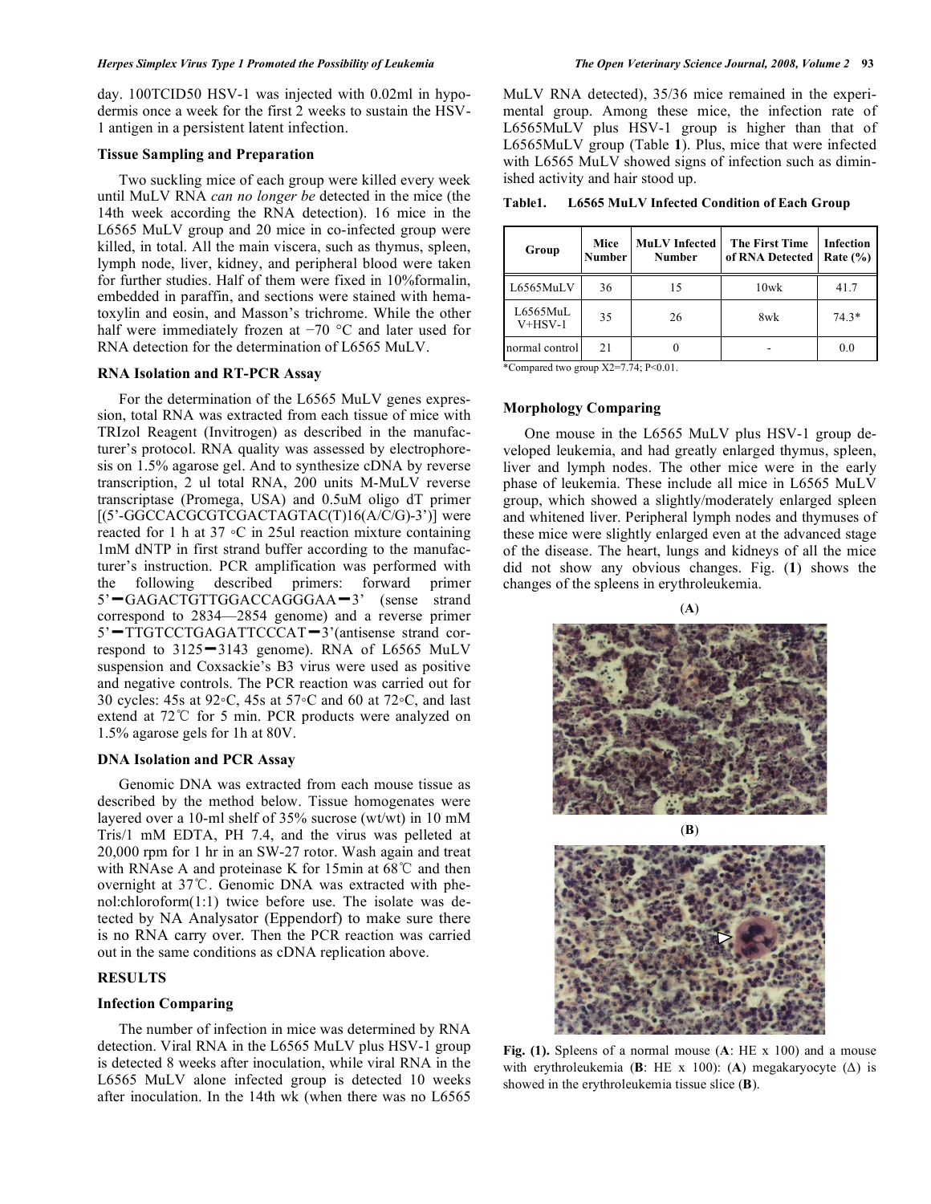day. 100TCID50 HSV-1 was injected with 0.02ml in hypodermis once a week for the first 2 weeks to sustain the HSV-1 antigen in a persistent latent infection.

### Tissue Sampling and Preparation

Two suckling mice of each group were killed every week until MuLV RNA *can no longer be* detected in the mice (the 14th week according the RNA detection). 16 mice in the L6565 MuLV group and 20 mice in co-infected group were killed, in total. All the main viscera, such as thymus, spleen, lymph node, liver, kidney, and peripheral blood were taken for further studies. Half of them were fixed in 10%formalin, embedded in paraffin, and sections were stained with hematoxylin and eosin, and Masson's trichrome. While the other half were immediately frozen at −70 °C and later used for RNA detection for the determination of L6565 MuLV.

### RNA Isolation and RT-PCR Assay

For the determination of the L6565 MuLV genes expression, total RNA was extracted from each tissue of mice with TRIzol Reagent (Invitrogen) as described in the manufacturer's protocol. RNA quality was assessed by electrophoresis on 1.5% agarose gel. And to synthesize cDNA by reverse transcription, 2 ul total RNA, 200 units M-MuLV reverse transcriptase (Promega, USA) and 0.5uM oligo dT primer [(5'-GGCCACGCGTCGACTAGTAC(T)16(A/C/G)-3')] were reacted for 1 h at 37 ◦C in 25ul reaction mixture containing 1mM dNTP in first strand buffer according to the manufacturer's instruction. PCR amplification was performed with the following described primers: forward primer 5'━GAGACTGTTGGACCAGGGAA━3' (sense strand correspond to 2834—2854 genome) and a reverse primer 5'━TTGTCCTGAGATTCCCAT━3'(antisense strand correspond to 3125━3143 genome). RNA of L6565 MuLV suspension and Coxsackie's B3 virus were used as positive and negative controls. The PCR reaction was carried out for 30 cycles: 45s at 92◦C, 45s at 57◦C and 60 at 72◦C, and last extend at 72℃ for 5 min. PCR products were analyzed on 1.5% agarose gels for 1h at 80V.

### DNA Isolation and PCR Assay

Genomic DNA was extracted from each mouse tissue as described by the method below. Tissue homogenates were layered over a 10-ml shelf of 35% sucrose (wt/wt) in 10 mM Tris/1 mM EDTA, PH 7.4, and the virus was pelleted at 20,000 rpm for 1 hr in an SW-27 rotor. Wash again and treat with RNAse A and proteinase K for 15min at 68℃ and then overnight at 37℃. Genomic DNA was extracted with phenol:chloroform(1:1) twice before use. The isolate was detected by NA Analysator (Eppendorf) to make sure there is no RNA carry over. Then the PCR reaction was carried out in the same conditions as cDNA replication above.

## RESULTS

### Infection Comparing

The number of infection in mice was determined by RNA detection. Viral RNA in the L6565 MuLV plus HSV-1 group is detected 8 weeks after inoculation, while viral RNA in the L6565 MuLV alone infected group is detected 10 weeks after inoculation. In the 14th wk (when there was no L6565 MuLV RNA detected), 35/36 mice remained in the experimental group. Among these mice, the infection rate of L6565MuLV plus HSV-1 group is higher than that of L6565MuLV group (Table **1**). Plus, mice that were infected with L6565 MuLV showed signs of infection such as diminished activity and hair stood up.

**Table1. L6565 MuLV Infected Condition of Each Group**

| Group | Mice Number | MuLV Infected Number | The First Time of RNA Detected | Infection Rate (%) |
|---|---|---|---|---|
| L6565MuLV | 36 | 15 | 10wk | 41.7 |
| L6565MuLV+HSV-1 | 35 | 26 | 8wk | 74.3* |
| normal control | 21 | 0 | - | 0.0 |

*Compared two group X2=7.74; P<0.01.

### Morphology Comparing

One mouse in the L6565 MuLV plus HSV-1 group developed leukemia, and had greatly enlarged thymus, spleen, liver and lymph nodes. The other mice were in the early phase of leukemia. These include all mice in L6565 MuLV group, which showed a slightly/moderately enlarged spleen and whitened liver. Peripheral lymph nodes and thymuses of these mice were slightly enlarged even at the advanced stage of the disease. The heart, lungs and kidneys of all the mice did not show any obvious changes. Fig. (**1**) shows the changes of the spleens in erythroleukemia.

(**A**)

(**B**)

**Fig. (1).** Spleens of a normal mouse (**A**: HE x 100) and a mouse with erythroleukemia (**B**: HE x 100): (**A**) megakaryocyte (Δ) is showed in the erythroleukemia tissue slice (**B**).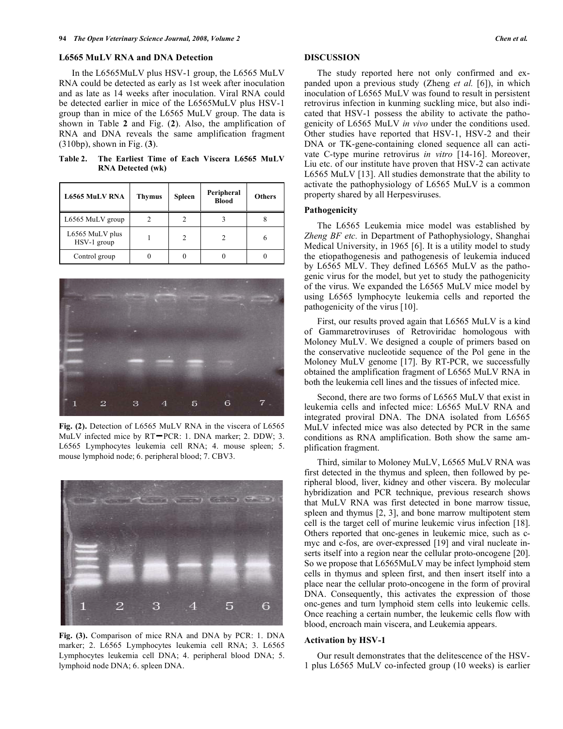### L6565 MuLV RNA and DNA Detection

In the L6565MuLV plus HSV-1 group, the L6565 MuLV RNA could be detected as early as 1st week after inoculation and as late as 14 weeks after inoculation. Viral RNA could be detected earlier in mice of the L6565MuLV plus HSV-1 group than in mice of the L6565 MuLV group. The data is shown in Table **2** and Fig. (**2**). Also, the amplification of RNA and DNA reveals the same amplification fragment (310bp), shown in Fig. (**3**).

**Table 2. The Earliest Time of Each Viscera L6565 MuLV RNA Detected (wk)**

| L6565 MuLV RNA | Thymus | Spleen | Peripheral Blood | Others |
|---|---|---|---|---|
| L6565 MuLV group | 2 | 2 | 3 | 8 |
| L6565 MuLV plus HSV-1 group | 1 | 2 | 2 | 6 |
| Control group | 0 | 0 | 0 | 0 |

**Fig. (2).** Detection of L6565 MuLV RNA in the viscera of L6565 MuLV infected mice by RT−PCR: 1. DNA marker; 2. DDW; 3. L6565 Lymphocytes leukemia cell RNA; 4. mouse spleen; 5. mouse lymphoid node; 6. peripheral blood; 7. CBV3.

**Fig. (3).** Comparison of mice RNA and DNA by PCR: 1. DNA marker; 2. L6565 Lymphocytes leukemia cell RNA; 3. L6565 Lymphocytes leukemia cell DNA; 4. peripheral blood DNA; 5. lymphoid node DNA; 6. spleen DNA.

## DISCUSSION

The study reported here not only confirmed and expanded upon a previous study (Zheng *et al.* [6]), in which inoculation of L6565 MuLV was found to result in persistent retrovirus infection in kunming suckling mice, but also indicated that HSV-1 possess the ability to activate the pathogenicity of L6565 MuLV *in vivo* under the conditions used. Other studies have reported that HSV-1, HSV-2 and their DNA or TK-gene-containing cloned sequence all can activate C-type murine retrovirus *in vitro* [14-16]. Moreover, Liu etc. of our institute have proven that HSV-2 can activate L6565 MuLV [13]. All studies demonstrate that the ability to activate the pathophysiology of L6565 MuLV is a common property shared by all Herpesviruses.

### Pathogenicity

The L6565 Leukemia mice model was established by *Zheng BF etc.* in Department of Pathophysiology, Shanghai Medical University, in 1965 [6]. It is a utility model to study the etiopathogenesis and pathogenesis of leukemia induced by L6565 MLV. They defined L6565 MuLV as the pathogenic virus for the model, but yet to study the pathogenicity of the virus. We expanded the L6565 MuLV mice model by using L6565 lymphocyte leukemia cells and reported the pathogenicity of the virus [10].

First, our results proved again that L6565 MuLV is a kind of Gammaretroviruses of Retroviridac homologous with Moloney MuLV. We designed a couple of primers based on the conservative nucleotide sequence of the Pol gene in the Moloney MuLV genome [17]. By RT-PCR, we successfully obtained the amplification fragment of L6565 MuLV RNA in both the leukemia cell lines and the tissues of infected mice.

Second, there are two forms of L6565 MuLV that exist in leukemia cells and infected mice: L6565 MuLV RNA and integrated proviral DNA. The DNA isolated from L6565 MuLV infected mice was also detected by PCR in the same conditions as RNA amplification. Both show the same amplification fragment.

Third, similar to Moloney MuLV, L6565 MuLV RNA was first detected in the thymus and spleen, then followed by peripheral blood, liver, kidney and other viscera. By molecular hybridization and PCR technique, previous research shows that MuLV RNA was first detected in bone marrow tissue, spleen and thymus [2, 3], and bone marrow multipotent stem cell is the target cell of murine leukemic virus infection [18]. Others reported that onc-genes in leukemic mice, such as c-myc and c-fos, are over-expressed [19] and viral nucleate inserts itself into a region near the cellular proto-oncogene [20]. So we propose that L6565MuLV may be infect lymphoid stem cells in thymus and spleen first, and then insert itself into a place near the cellular proto-oncogene in the form of proviral DNA. Consequently, this activates the expression of those onc-genes and turn lymphoid stem cells into leukemic cells. Once reaching a certain number, the leukemic cells flow with blood, encroach main viscera, and Leukemia appears.

### Activation by HSV-1

Our result demonstrates that the delitescence of the HSV-1 plus L6565 MuLV co-infected group (10 weeks) is earlier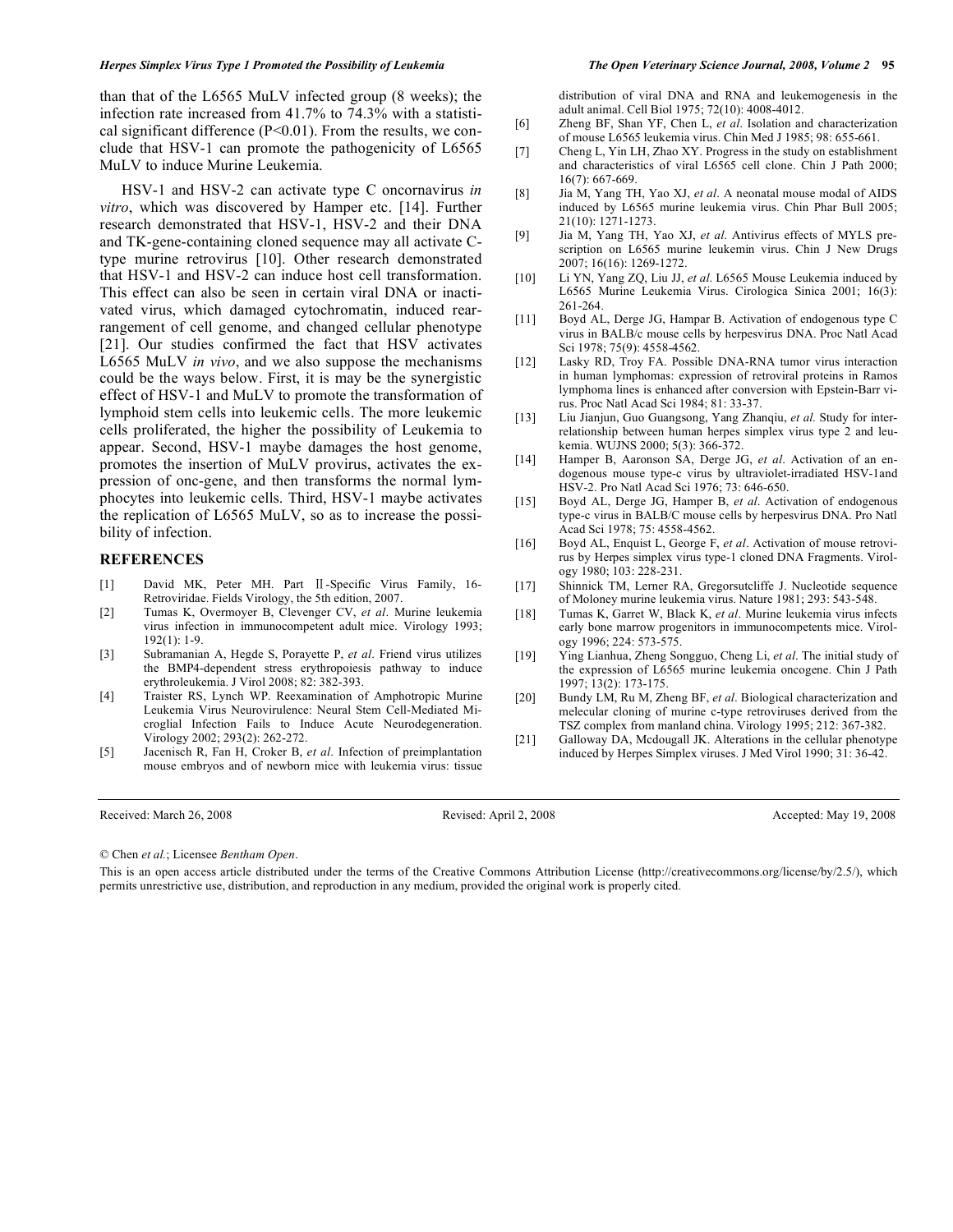than that of the L6565 MuLV infected group (8 weeks); the infection rate increased from 41.7% to 74.3% with a statistical significant difference ($P<0.01$). From the results, we conclude that HSV-1 can promote the pathogenicity of L6565 MuLV to induce Murine Leukemia.

HSV-1 and HSV-2 can activate type C oncornavirus *in vitro*, which was discovered by Hamper etc. [14]. Further research demonstrated that HSV-1, HSV-2 and their DNA and TK-gene-containing cloned sequence may all activate C-type murine retrovirus [10]. Other research demonstrated that HSV-1 and HSV-2 can induce host cell transformation. This effect can also be seen in certain viral DNA or inactivated virus, which damaged cytochromatin, induced rearrangement of cell genome, and changed cellular phenotype [21]. Our studies confirmed the fact that HSV activates L6565 MuLV *in vivo*, and we also suppose the mechanisms could be the ways below. First, it is may be the synergistic effect of HSV-1 and MuLV to promote the transformation of lymphoid stem cells into leukemic cells. The more leukemic cells proliferated, the higher the possibility of Leukemia to appear. Second, HSV-1 maybe damages the host genome, promotes the insertion of MuLV provirus, activates the expression of onc-gene, and then transforms the normal lymphocytes into leukemic cells. Third, HSV-1 maybe activates the replication of L6565 MuLV, so as to increase the possibility of infection.

## REFERENCES

[1] David MK, Peter MH. Part Ⅱ-Specific Virus Family, 16-Retroviridae. Fields Virology, the 5th edition, 2007.

[2] Tumas K, Overmoyer B, Clevenger CV, *et al*. Murine leukemia virus infection in immunocompetent adult mice. Virology 1993; 192(1): 1-9.

[3] Subramanian A, Hegde S, Porayette P, *et al*. Friend virus utilizes the BMP4-dependent stress erythropoiesis pathway to induce erythroleukemia. J Virol 2008; 82: 382-393.

[4] Traister RS, Lynch WP. Reexamination of Amphotropic Murine Leukemia Virus Neurovirulence: Neural Stem Cell-Mediated Microglial Infection Fails to Induce Acute Neurodegeneration. Virology 2002; 293(2): 262-272.

[5] Jacenisch R, Fan H, Croker B, *et al*. Infection of preimplantation mouse embryos and of newborn mice with leukemia virus: tissue distribution of viral DNA and RNA and leukemogenesis in the adult animal. Cell Biol 1975; 72(10): 4008-4012.

[6] Zheng BF, Shan YF, Chen L, *et al*. Isolation and characterization of mouse L6565 leukemia virus. Chin Med J 1985; 98: 655-661.

[7] Cheng L, Yin LH, Zhao XY. Progress in the study on establishment and characteristics of viral L6565 cell clone. Chin J Path 2000; 16(7): 667-669.

[8] Jia M, Yang TH, Yao XJ, *et al*. A neonatal mouse modal of AIDS induced by L6565 murine leukemia virus. Chin Phar Bull 2005; 21(10): 1271-1273.

[9] Jia M, Yang TH, Yao XJ, *et al*. Antivirus effects of MYLS prescription on L6565 murine leukemin virus. Chin J New Drugs 2007; 16(16): 1269-1272.

[10] Li YN, Yang ZQ, Liu JJ, *et al*. L6565 Mouse Leukemia induced by L6565 Murine Leukemia Virus. Cirologica Sinica 2001; 16(3): 261-264.

[11] Boyd AL, Derge JG, Hampar B. Activation of endogenous type C virus in BALB/c mouse cells by herpesvirus DNA. Proc Natl Acad Sci 1978; 75(9): 4558-4562.

[12] Lasky RD, Troy FA. Possible DNA-RNA tumor virus interaction in human lymphomas: expression of retroviral proteins in Ramos lymphoma lines is enhanced after conversion with Epstein-Barr virus. Proc Natl Acad Sci 1984; 81: 33-37.

[13] Liu Jianjun, Guo Guangsong, Yang Zhanqiu, *et al.* Study for interrelationship between human herpes simplex virus type 2 and leukemia. WUJNS 2000; 5(3): 366-372.

[14] Hamper B, Aaronson SA, Derge JG, *et al*. Activation of an endogenous mouse type-c virus by ultraviolet-irradiated HSV-1and HSV-2. Pro Natl Acad Sci 1976; 73: 646-650.

[15] Boyd AL, Derge JG, Hamper B, *et al*. Activation of endogenous type-c virus in BALB/C mouse cells by herpesvirus DNA. Pro Natl Acad Sci 1978; 75: 4558-4562.

[16] Boyd AL, Enquist L, George F, *et al*. Activation of mouse retrovirus by Herpes simplex virus type-1 cloned DNA Fragments. Virology 1980; 103: 228-231.

[17] Shinnick TM, Lerner RA, Gregorsutcliffe J. Nucleotide sequence of Moloney murine leukemia virus. Nature 1981; 293: 543-548.

[18] Tumas K, Garret W, Black K, *et al*. Murine leukemia virus infects early bone marrow progenitors in immunocompetents mice. Virology 1996; 224: 573-575.

[19] Ying Lianhua, Zheng Songguo, Cheng Li, *et al*. The initial study of the expression of L6565 murine leukemia oncogene. Chin J Path 1997; 13(2): 173-175.

[20] Bundy LM, Ru M, Zheng BF, *et al*. Biological characterization and molecular cloning of murine c-type retroviruses derived from the TSZ complex from manland china. Virology 1995; 212: 367-382.

[21] Galloway DA, Mcdougall JK. Alterations in the cellular phenotype induced by Herpes Simplex viruses. J Med Virol 1990; 31: 36-42.

Received: March 26, 2008 | Revised: April 2, 2008 | Accepted: May 19, 2008

© Chen *et al.*; Licensee *Bentham Open*.

This is an open access article distributed under the terms of the Creative Commons Attribution License (http://creativecommons.org/license/by/2.5/), which permits unrestrictive use, distribution, and reproduction in any medium, provided the original work is properly cited.